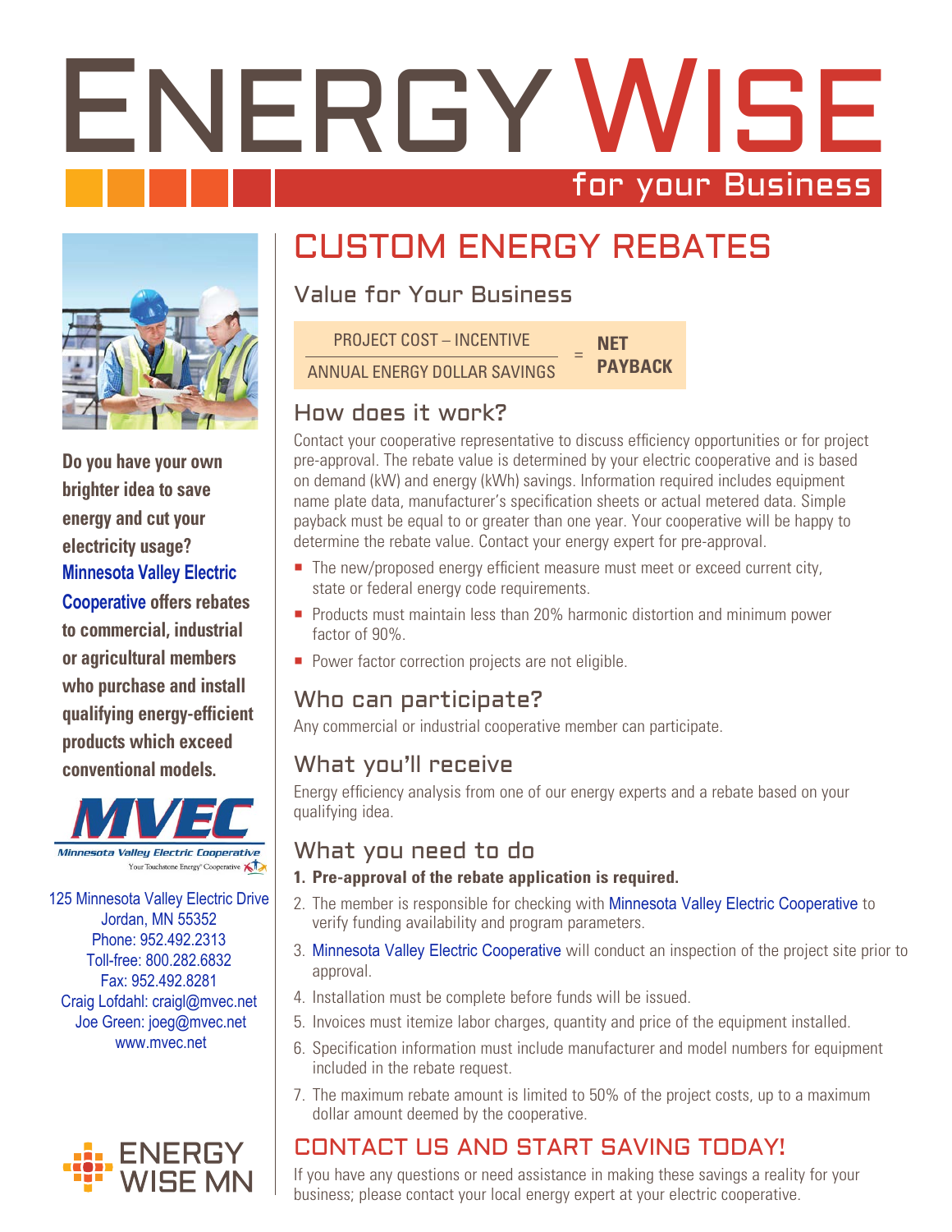# ENERGY WISE

for your Business

**Do you have your own brighter idea to save energy and cut your electricity usage? Minnesota Valley Electric Cooperative offers rebates to commercial, industrial or agricultural members who purchase and install qualifying energy-efficient products which exceed conventional models.**

MVEC
Minnesota Valley Electric Cooperative
Your Touchstone Energy® Cooperative

125 Minnesota Valley Electric Drive
Jordan, MN 55352
Phone: 952.492.2313
Toll-free: 800.282.6832
Fax: 952.492.8281
Craig Lofdahl: craigl@mvec.net
Joe Green: joeg@mvec.net
www.mvec.net

ENERGY WISE MN

## CUSTOM ENERGY REBATES

### Value for Your Business

$$\frac{\text{PROJECT COST – INCENTIVE}}{\text{ANNUAL ENERGY DOLLAR SAVINGS}} = \textbf{NET PAYBACK}$$

### How does it work?

Contact your cooperative representative to discuss efficiency opportunities or for project pre-approval. The rebate value is determined by your electric cooperative and is based on demand (kW) and energy (kWh) savings. Information required includes equipment name plate data, manufacturer's specification sheets or actual metered data. Simple payback must be equal to or greater than one year. Your cooperative will be happy to determine the rebate value. Contact your energy expert for pre-approval.

- The new/proposed energy efficient measure must meet or exceed current city, state or federal energy code requirements.
- Products must maintain less than 20% harmonic distortion and minimum power factor of 90%.
- Power factor correction projects are not eligible.

### Who can participate?

Any commercial or industrial cooperative member can participate.

### What you'll receive

Energy efficiency analysis from one of our energy experts and a rebate based on your qualifying idea.

### What you need to do

1. **Pre-approval of the rebate application is required.**
2. The member is responsible for checking with Minnesota Valley Electric Cooperative to verify funding availability and program parameters.
3. Minnesota Valley Electric Cooperative will conduct an inspection of the project site prior to approval.
4. Installation must be complete before funds will be issued.
5. Invoices must itemize labor charges, quantity and price of the equipment installed.
6. Specification information must include manufacturer and model numbers for equipment included in the rebate request.
7. The maximum rebate amount is limited to 50% of the project costs, up to a maximum dollar amount deemed by the cooperative.

## CONTACT US AND START SAVING TODAY!

If you have any questions or need assistance in making these savings a reality for your business; please contact your local energy expert at your electric cooperative.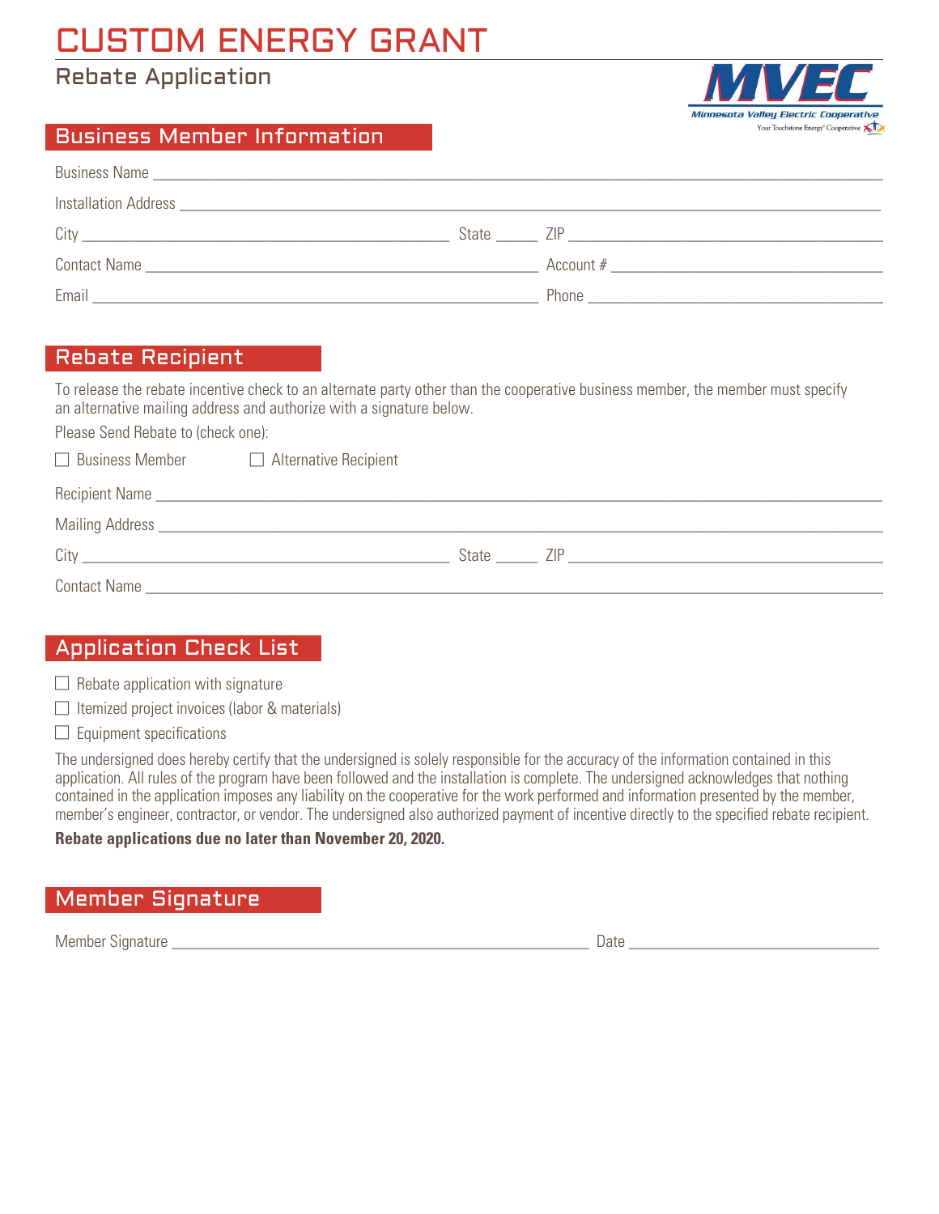# CUSTOM ENERGY GRANT

## Rebate Application

MVEC
Minnesota Valley Electric Cooperative
Your Touchstone Energy® Cooperative

## Business Member Information

Business Name ____________________________________________

Installation Address ____________________________________________

City ______________________ State _____ ZIP ______________________

Contact Name ______________________ Account # ______________________

Email ______________________ Phone ______________________

## Rebate Recipient

To release the rebate incentive check to an alternate party other than the cooperative business member, the member must specify an alternative mailing address and authorize with a signature below.

Please Send Rebate to (check one):

☐ Business Member ☐ Alternative Recipient

Recipient Name ____________________________________________

Mailing Address ____________________________________________

City ______________________ State _____ ZIP ______________________

Contact Name ____________________________________________

## Application Check List

☐ Rebate application with signature

☐ Itemized project invoices (labor & materials)

☐ Equipment specifications

The undersigned does hereby certify that the undersigned is solely responsible for the accuracy of the information contained in this application. All rules of the program have been followed and the installation is complete. The undersigned acknowledges that nothing contained in the application imposes any liability on the cooperative for the work performed and information presented by the member, member's engineer, contractor, or vendor. The undersigned also authorized payment of incentive directly to the specified rebate recipient.

**Rebate applications due no later than November 20, 2020.**

## Member Signature

Member Signature ______________________ Date ______________________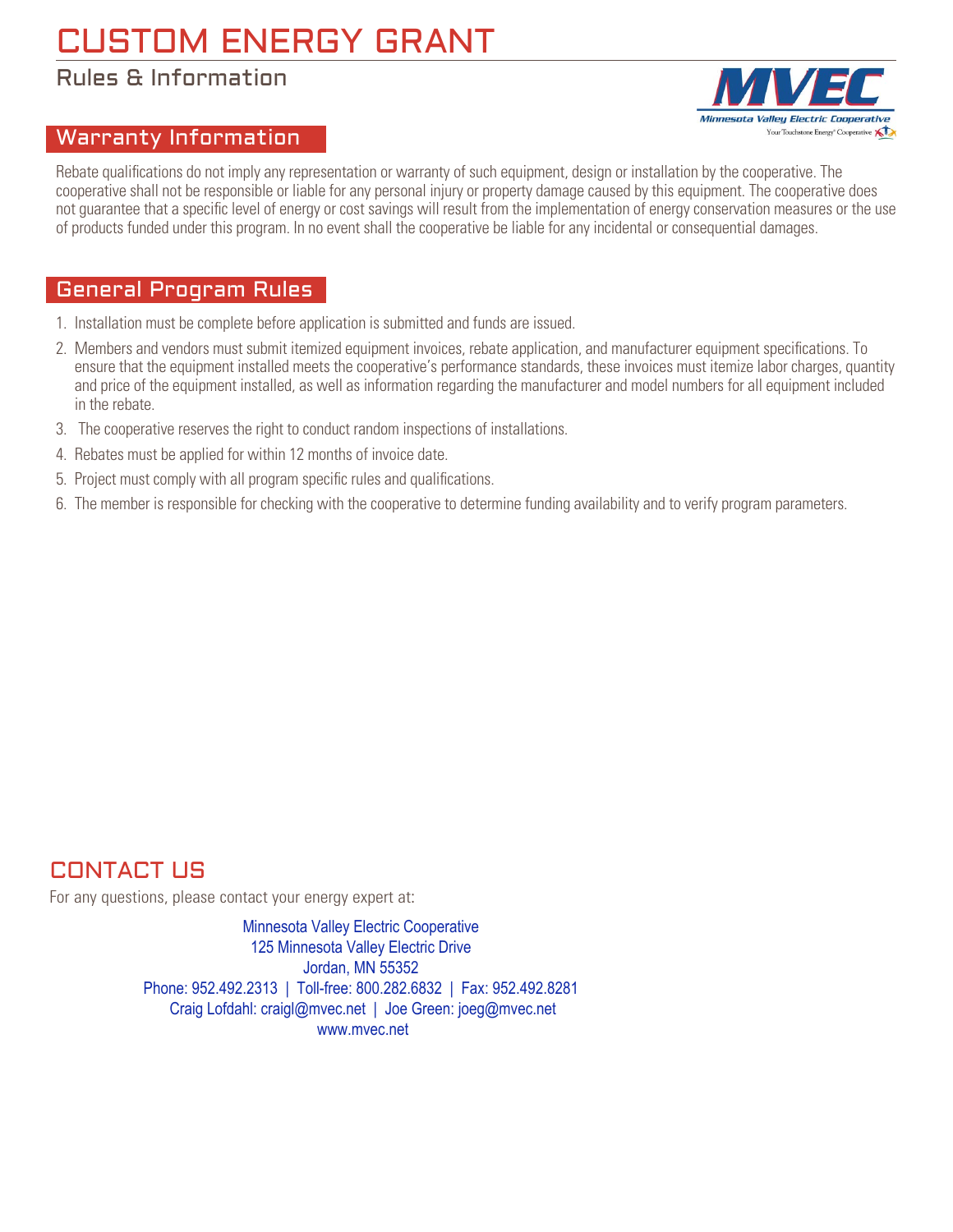# CUSTOM ENERGY GRANT

## Rules & Information

MVEC
Minnesota Valley Electric Cooperative
Your Touchstone Energy® Cooperative

## Warranty Information

Rebate qualifications do not imply any representation or warranty of such equipment, design or installation by the cooperative. The cooperative shall not be responsible or liable for any personal injury or property damage caused by this equipment. The cooperative does not guarantee that a specific level of energy or cost savings will result from the implementation of energy conservation measures or the use of products funded under this program. In no event shall the cooperative be liable for any incidental or consequential damages.

## General Program Rules

1. Installation must be complete before application is submitted and funds are issued.
2. Members and vendors must submit itemized equipment invoices, rebate application, and manufacturer equipment specifications. To ensure that the equipment installed meets the cooperative's performance standards, these invoices must itemize labor charges, quantity and price of the equipment installed, as well as information regarding the manufacturer and model numbers for all equipment included in the rebate.
3. The cooperative reserves the right to conduct random inspections of installations.
4. Rebates must be applied for within 12 months of invoice date.
5. Project must comply with all program specific rules and qualifications.
6. The member is responsible for checking with the cooperative to determine funding availability and to verify program parameters.

## CONTACT US

For any questions, please contact your energy expert at:

Minnesota Valley Electric Cooperative
125 Minnesota Valley Electric Drive
Jordan, MN 55352
Phone: 952.492.2313 | Toll-free: 800.282.6832 | Fax: 952.492.8281
Craig Lofdahl: craigl@mvec.net | Joe Green: joeg@mvec.net
www.mvec.net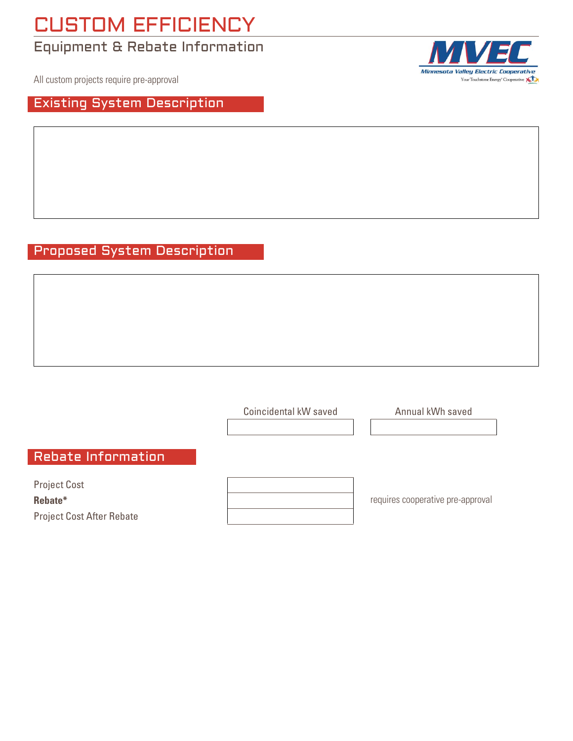# CUSTOM EFFICIENCY

## Equipment & Rebate Information

MVEC
Minnesota Valley Electric Cooperative
Your Touchstone Energy® Cooperative

All custom projects require pre-approval

## Existing System Description

## Proposed System Description

| Coincidental kW saved | Annual kWh saved |
| --- | --- |
| | |

## Rebate Information

| | | |
| --- | --- | --- |
| Project Cost | | |
| **Rebate*** | | requires cooperative pre-approval |
| Project Cost After Rebate | | |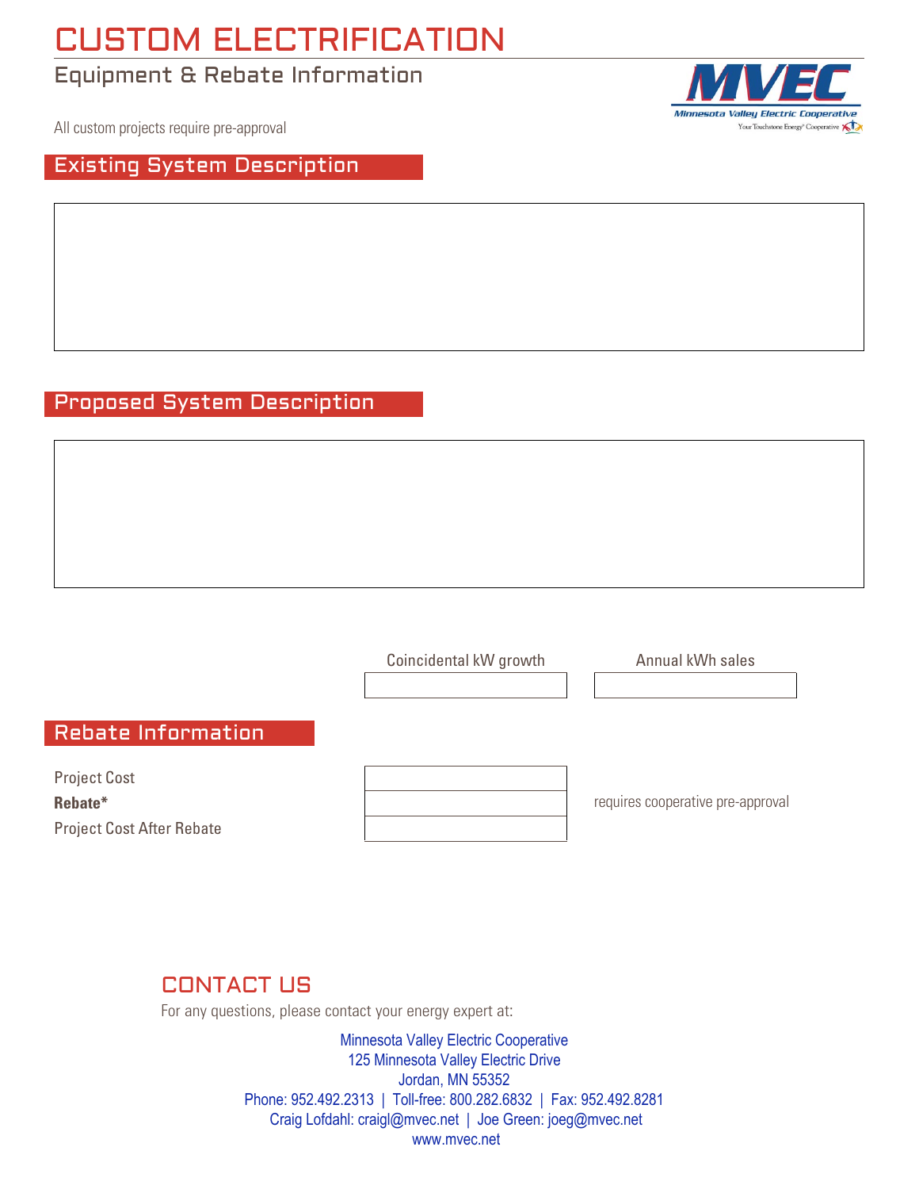# CUSTOM ELECTRIFICATION

## Equipment & Rebate Information

All custom projects require pre-approval

## Existing System Description

## Proposed System Description

| Coincidental kW growth | Annual kWh sales |
|---|---|
| | |

## Rebate Information

| | | |
|---|---|---|
| Project Cost | | |
| **Rebate*** | | requires cooperative pre-approval |
| Project Cost After Rebate | | |

## CONTACT US

For any questions, please contact your energy expert at:

Minnesota Valley Electric Cooperative
125 Minnesota Valley Electric Drive
Jordan, MN 55352
Phone: 952.492.2313 | Toll-free: 800.282.6832 | Fax: 952.492.8281
Craig Lofdahl: craigl@mvec.net | Joe Green: joeg@mvec.net
www.mvec.net